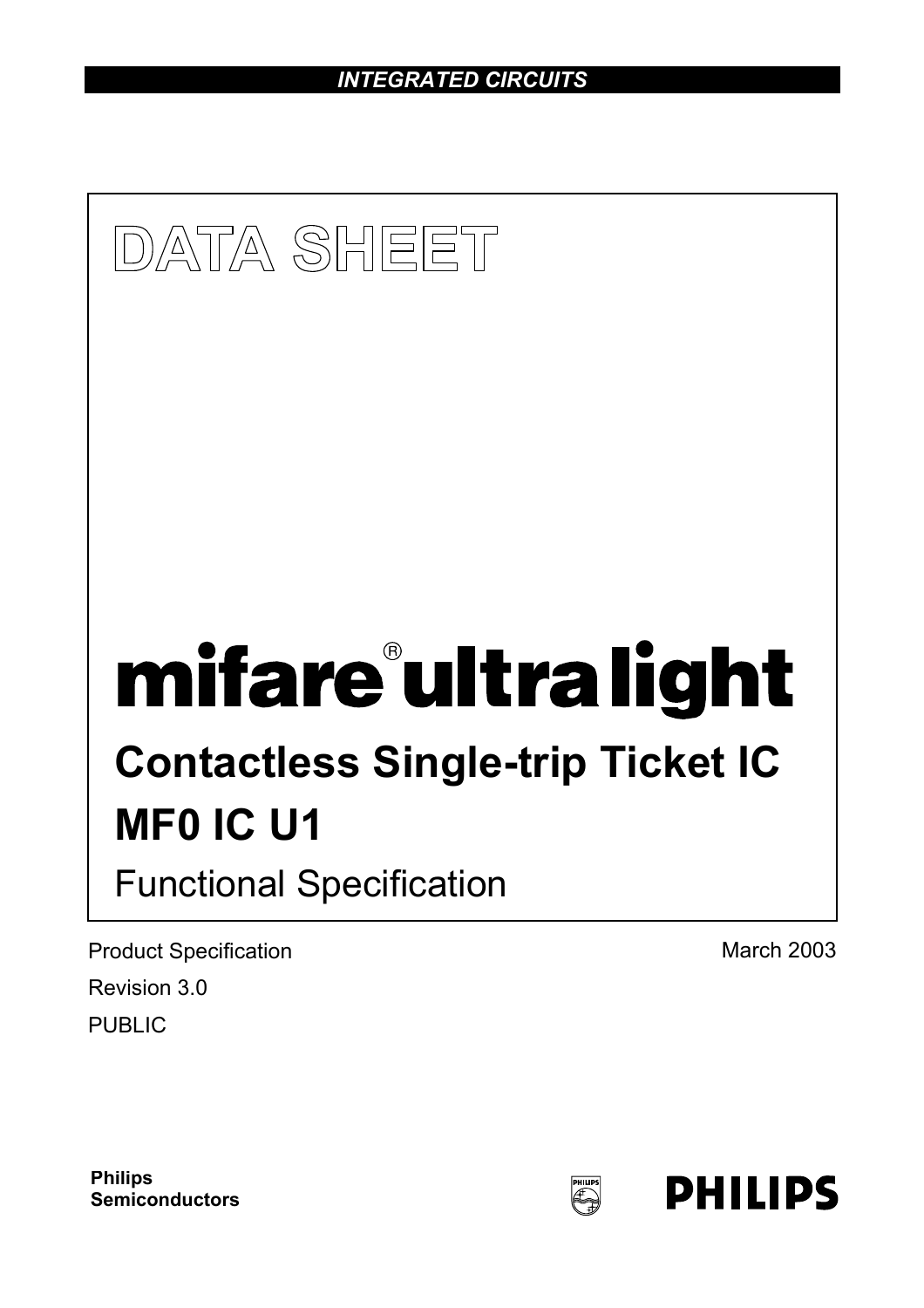INTEGRATED CIRCUITS

# DATA SHEET

# mifare® ultralight

## Contactless Single-trip Ticket IC

## MF0 IC U1

Functional Specification

Product Specification

Revision 3.0

PUBLIC

March 2003

Philips Semiconductors

PHILIPS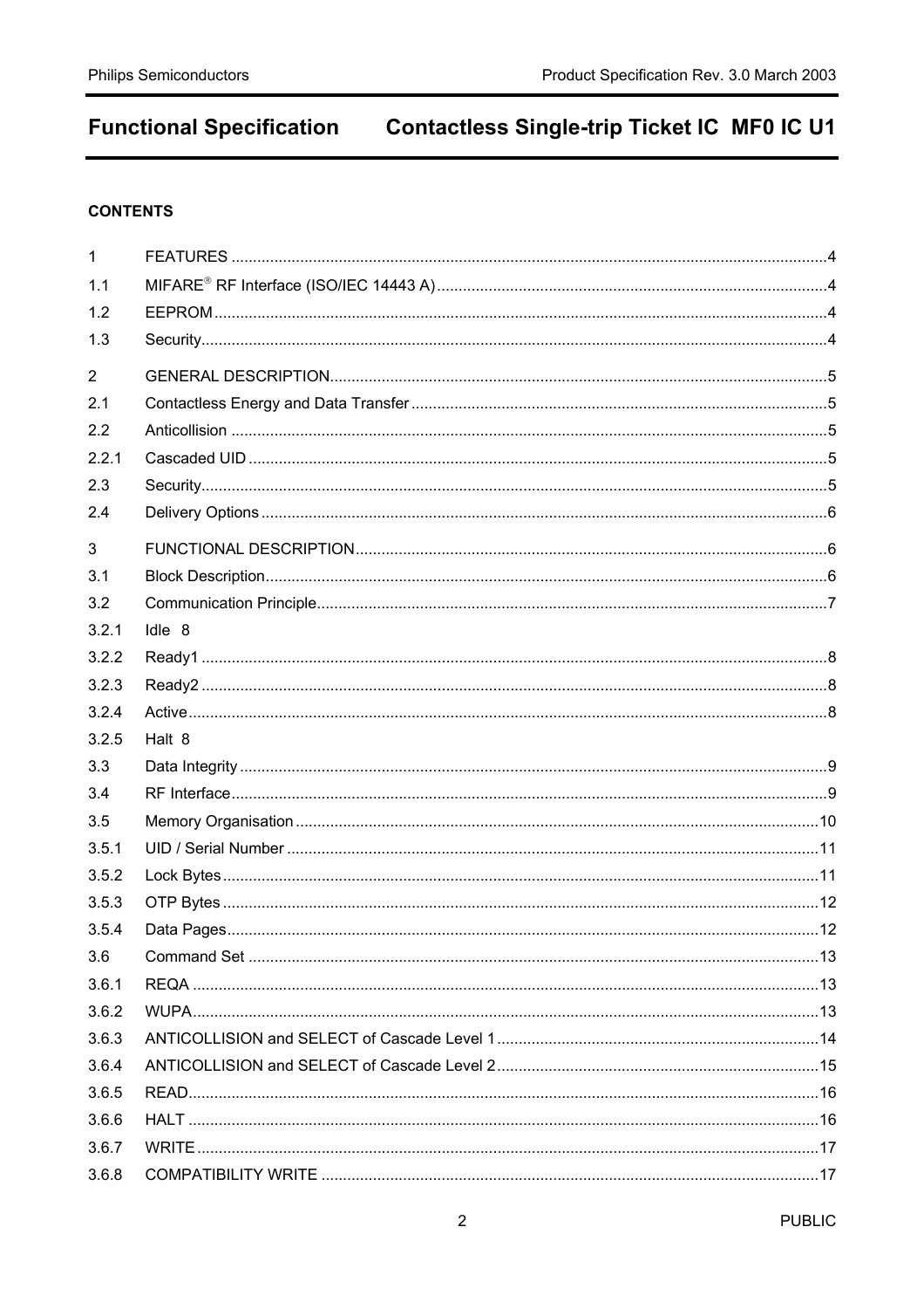**CONTENTS**

| | | |
|---|---|---|
| 1 | FEATURES | 4 |
| 1.1 | MIFARE® RF Interface (ISO/IEC 14443 A) | 4 |
| 1.2 | EEPROM | 4 |
| 1.3 | Security | 4 |
| 2 | GENERAL DESCRIPTION | 5 |
| 2.1 | Contactless Energy and Data Transfer | 5 |
| 2.2 | Anticollision | 5 |
| 2.2.1 | Cascaded UID | 5 |
| 2.3 | Security | 5 |
| 2.4 | Delivery Options | 6 |
| 3 | FUNCTIONAL DESCRIPTION | 6 |
| 3.1 | Block Description | 6 |
| 3.2 | Communication Principle | 7 |
| 3.2.1 | Idle 8 | |
| 3.2.2 | Ready1 | 8 |
| 3.2.3 | Ready2 | 8 |
| 3.2.4 | Active | 8 |
| 3.2.5 | Halt 8 | |
| 3.3 | Data Integrity | 9 |
| 3.4 | RF Interface | 9 |
| 3.5 | Memory Organisation | 10 |
| 3.5.1 | UID / Serial Number | 11 |
| 3.5.2 | Lock Bytes | 11 |
| 3.5.3 | OTP Bytes | 12 |
| 3.5.4 | Data Pages | 12 |
| 3.6 | Command Set | 13 |
| 3.6.1 | REQA | 13 |
| 3.6.2 | WUPA | 13 |
| 3.6.3 | ANTICOLLISION and SELECT of Cascade Level 1 | 14 |
| 3.6.4 | ANTICOLLISION and SELECT of Cascade Level 2 | 15 |
| 3.6.5 | READ | 16 |
| 3.6.6 | HALT | 16 |
| 3.6.7 | WRITE | 17 |
| 3.6.8 | COMPATIBILITY WRITE | 17 |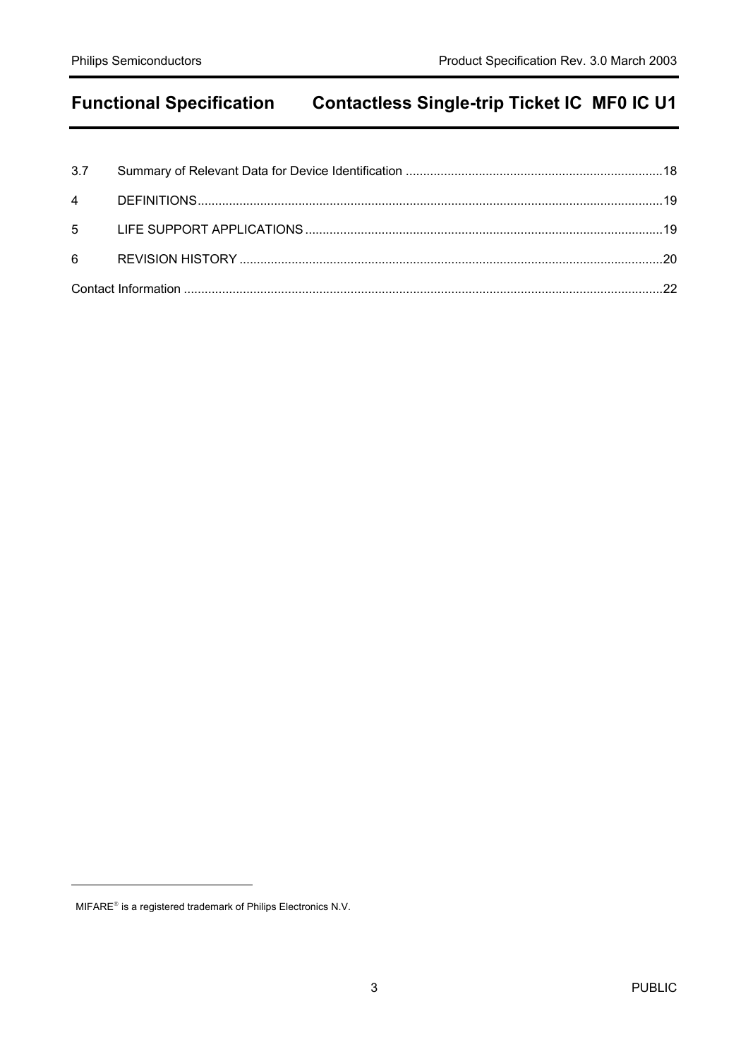| | | |
|---|---|---|
| 3.7 | Summary of Relevant Data for Device Identification | 18 |
| 4 | DEFINITIONS | 19 |
| 5 | LIFE SUPPORT APPLICATIONS | 19 |
| 6 | REVISION HISTORY | 20 |
| Contact Information | | 22 |

MIFARE® is a registered trademark of Philips Electronics N.V.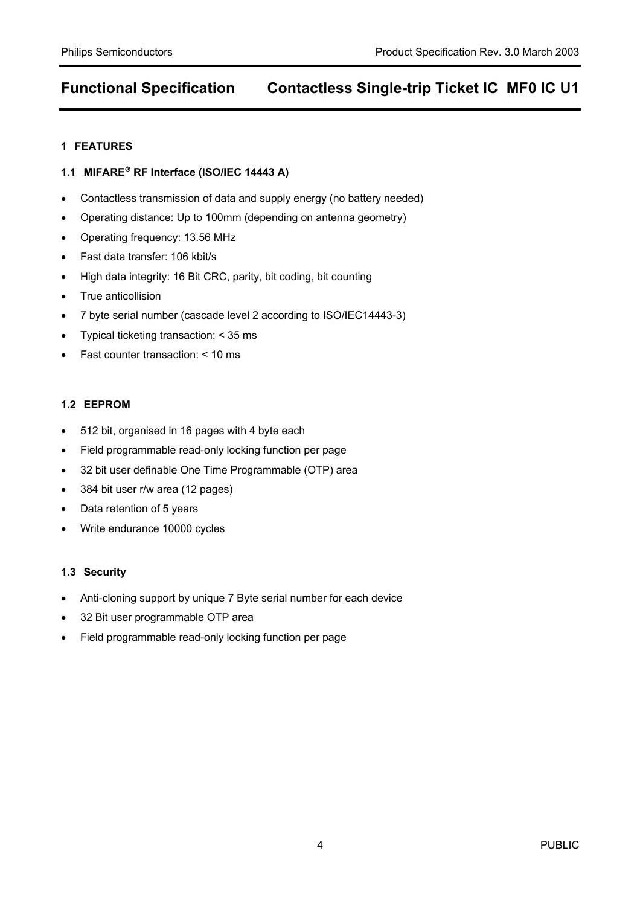## 1 FEATURES

### 1.1 MIFARE® RF Interface (ISO/IEC 14443 A)

- Contactless transmission of data and supply energy (no battery needed)
- Operating distance: Up to 100mm (depending on antenna geometry)
- Operating frequency: 13.56 MHz
- Fast data transfer: 106 kbit/s
- High data integrity: 16 Bit CRC, parity, bit coding, bit counting
- True anticollision
- 7 byte serial number (cascade level 2 according to ISO/IEC14443-3)
- Typical ticketing transaction: < 35 ms
- Fast counter transaction: < 10 ms

### 1.2 EEPROM

- 512 bit, organised in 16 pages with 4 byte each
- Field programmable read-only locking function per page
- 32 bit user definable One Time Programmable (OTP) area
- 384 bit user r/w area (12 pages)
- Data retention of 5 years
- Write endurance 10000 cycles

### 1.3 Security

- Anti-cloning support by unique 7 Byte serial number for each device
- 32 Bit user programmable OTP area
- Field programmable read-only locking function per page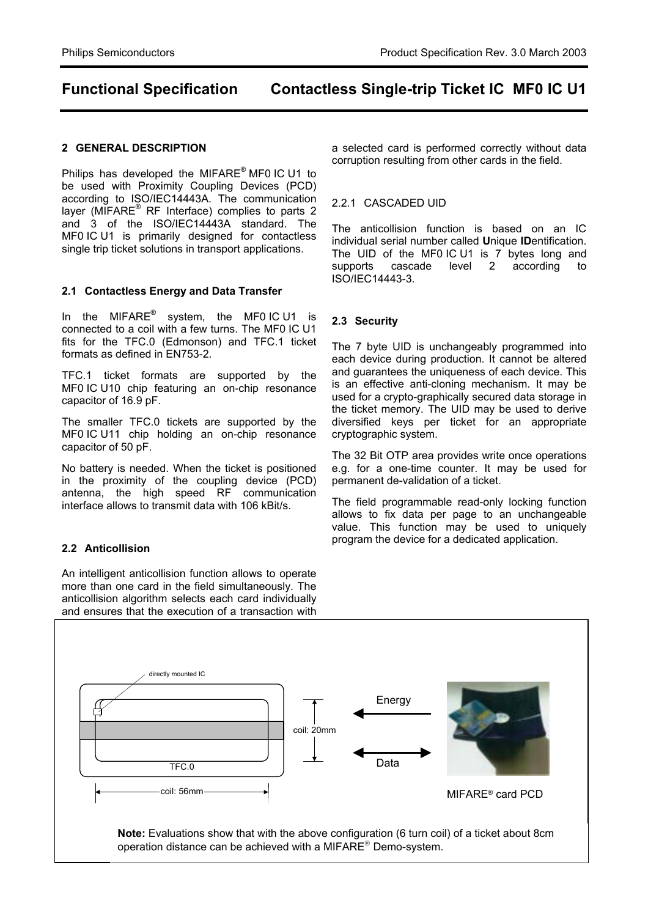## 2 GENERAL DESCRIPTION

Philips has developed the MIFARE® MF0 IC U1 to be used with Proximity Coupling Devices (PCD) according to ISO/IEC14443A. The communication layer (MIFARE® RF Interface) complies to parts 2 and 3 of the ISO/IEC14443A standard. The MF0 IC U1 is primarily designed for contactless single trip ticket solutions in transport applications.

### 2.1 Contactless Energy and Data Transfer

In the MIFARE® system, the MF0 IC U1 is connected to a coil with a few turns. The MF0 IC U1 fits for the TFC.0 (Edmonson) and TFC.1 ticket formats as defined in EN753-2.

TFC.1 ticket formats are supported by the MF0 IC U10 chip featuring an on-chip resonance capacitor of 16.9 pF.

The smaller TFC.0 tickets are supported by the MF0 IC U11 chip holding an on-chip resonance capacitor of 50 pF.

No battery is needed. When the ticket is positioned in the proximity of the coupling device (PCD) antenna, the high speed RF communication interface allows to transmit data with 106 kBit/s.

### 2.2 Anticollision

An intelligent anticollision function allows to operate more than one card in the field simultaneously. The anticollision algorithm selects each card individually and ensures that the execution of a transaction with a selected card is performed correctly without data corruption resulting from other cards in the field.

#### 2.2.1 CASCADED UID

The anticollision function is based on an IC individual serial number called **U**nique **ID**entification. The UID of the MF0 IC U1 is 7 bytes long and supports cascade level 2 according to ISO/IEC14443-3.

### 2.3 Security

The 7 byte UID is unchangeably programmed into each device during production. It cannot be altered and guarantees the uniqueness of each device. This is an effective anti-cloning mechanism. It may be used for a crypto-graphically secured data storage in the ticket memory. The UID may be used to derive diversified keys per ticket for an appropriate cryptographic system.

The 32 Bit OTP area provides write once operations e.g. for a one-time counter. It may be used for permanent de-validation of a ticket.

The field programmable read-only locking function allows to fix data per page to an unchangeable value. This function may be used to uniquely program the device for a dedicated application.

directly mounted IC

TFC.0

coil: 20mm

coil: 56mm

Energy

Data

MIFARE® card PCD

**Note:** Evaluations show that with the above configuration (6 turn coil) of a ticket about 8cm operation distance can be achieved with a MIFARE® Demo-system.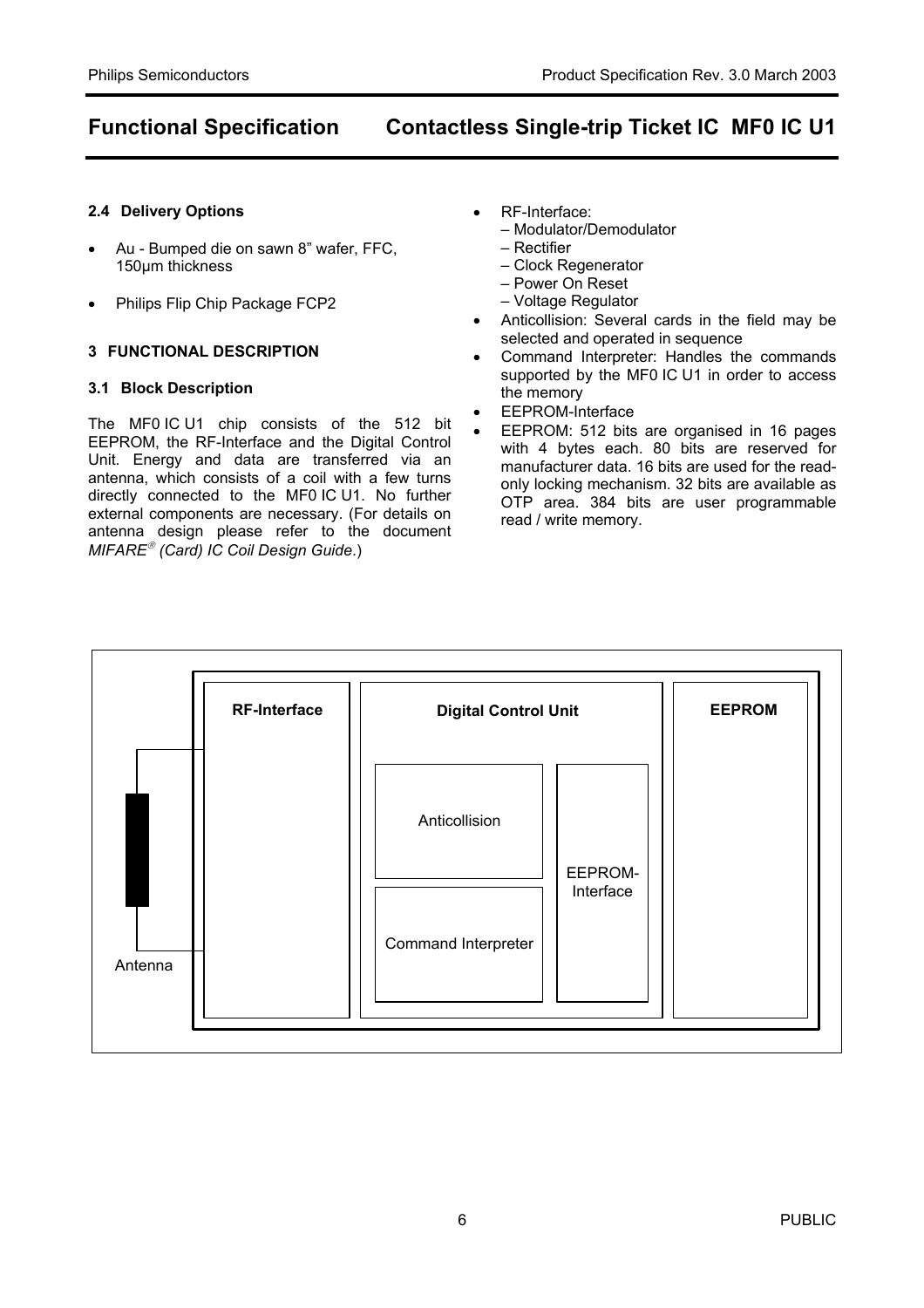## 2.4 Delivery Options

- Au - Bumped die on sawn 8" wafer, FFC, 150µm thickness
- Philips Flip Chip Package FCP2

## 3 FUNCTIONAL DESCRIPTION

### 3.1 Block Description

The MF0 IC U1 chip consists of the 512 bit EEPROM, the RF-Interface and the Digital Control Unit. Energy and data are transferred via an antenna, which consists of a coil with a few turns directly connected to the MF0 IC U1. No further external components are necessary. (For details on antenna design please refer to the document *MIFARE® (Card) IC Coil Design Guide*.)

- RF-Interface:
  - – Modulator/Demodulator
  - – Rectifier
  - – Clock Regenerator
  - – Power On Reset
  - – Voltage Regulator
- Anticollision: Several cards in the field may be selected and operated in sequence
- Command Interpreter: Handles the commands supported by the MF0 IC U1 in order to access the memory
- EEPROM-Interface
- EEPROM: 512 bits are organised in 16 pages with 4 bytes each. 80 bits are reserved for manufacturer data. 16 bits are used for the read-only locking mechanism. 32 bits are available as OTP area. 384 bits are user programmable read / write memory.

Antenna | **RF-Interface** | **Digital Control Unit** (Anticollision, Command Interpreter, EEPROM-Interface) | **EEPROM**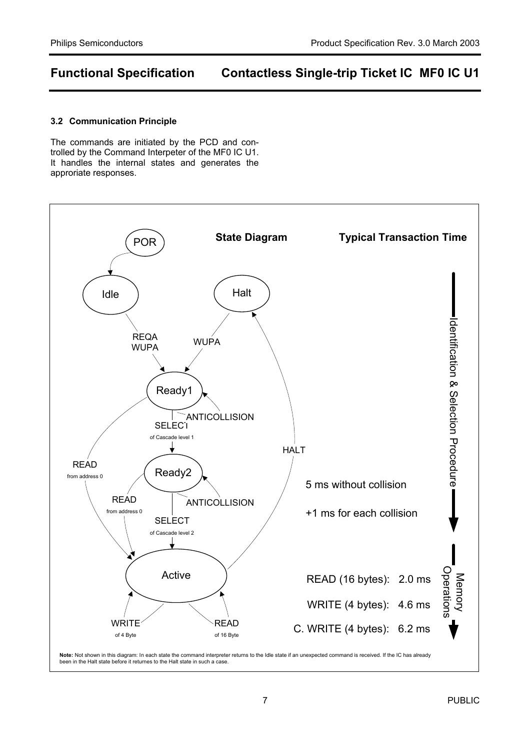### 3.2 Communication Principle

The commands are initiated by the PCD and controlled by the Command Interpeter of the MF0 IC U1. It handles the internal states and generates the approriate responses.

**State Diagram**

**Typical Transaction Time**

POR

Idle

Halt

REQA
WUPA

WUPA

Ready1

ANTICOLLISION

SELECT
of Cascade level 1

READ
from address 0

HALT

Ready2

ANTICOLLISION

READ
from address 0

SELECT
of Cascade level 2

Active

WRITE
of 4 Byte

READ
of 16 Byte

Identification & Selection Procedure

5 ms without collision

+1 ms for each collision

Memory Operations

READ (16 bytes): 2.0 ms

WRITE (4 bytes): 4.6 ms

C. WRITE (4 bytes): 6.2 ms

**Note:** Not shown in this diagram: In each state the command interpreter returns to the Idle state if an unexpected command is received. If the IC has already been in the Halt state before it returnes to the Halt state in such a case.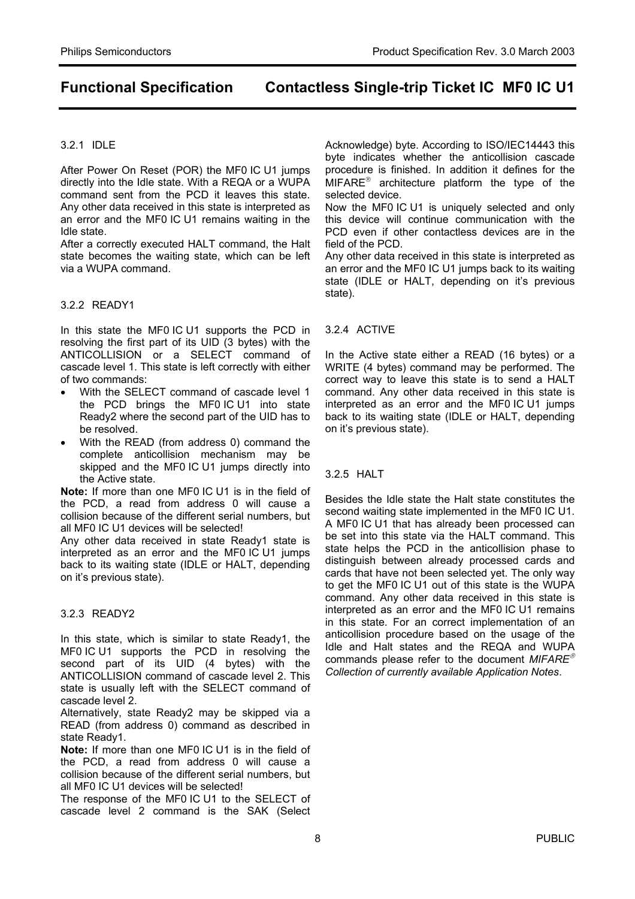### 3.2.1 IDLE

After Power On Reset (POR) the MF0 IC U1 jumps directly into the Idle state. With a REQA or a WUPA command sent from the PCD it leaves this state. Any other data received in this state is interpreted as an error and the MF0 IC U1 remains waiting in the Idle state.

After a correctly executed HALT command, the Halt state becomes the waiting state, which can be left via a WUPA command.

### 3.2.2 READY1

In this state the MF0 IC U1 supports the PCD in resolving the first part of its UID (3 bytes) with the ANTICOLLISION or a SELECT command of cascade level 1. This state is left correctly with either of two commands:

- With the SELECT command of cascade level 1 the PCD brings the MF0 IC U1 into state Ready2 where the second part of the UID has to be resolved.
- With the READ (from address 0) command the complete anticollision mechanism may be skipped and the MF0 IC U1 jumps directly into the Active state.

**Note:** If more than one MF0 IC U1 is in the field of the PCD, a read from address 0 will cause a collision because of the different serial numbers, but all MF0 IC U1 devices will be selected!

Any other data received in state Ready1 state is interpreted as an error and the MF0 IC U1 jumps back to its waiting state (IDLE or HALT, depending on it's previous state).

### 3.2.3 READY2

In this state, which is similar to state Ready1, the MF0 IC U1 supports the PCD in resolving the second part of its UID (4 bytes) with the ANTICOLLISION command of cascade level 2. This state is usually left with the SELECT command of cascade level 2.

Alternatively, state Ready2 may be skipped via a READ (from address 0) command as described in state Ready1.

**Note:** If more than one MF0 IC U1 is in the field of the PCD, a read from address 0 will cause a collision because of the different serial numbers, but all MF0 IC U1 devices will be selected!

The response of the MF0 IC U1 to the SELECT of cascade level 2 command is the SAK (Select Acknowledge) byte. According to ISO/IEC14443 this byte indicates whether the anticollision cascade procedure is finished. In addition it defines for the MIFARE® architecture platform the type of the selected device.

Now the MF0 IC U1 is uniquely selected and only this device will continue communication with the PCD even if other contactless devices are in the field of the PCD.

Any other data received in this state is interpreted as an error and the MF0 IC U1 jumps back to its waiting state (IDLE or HALT, depending on it's previous state).

### 3.2.4 ACTIVE

In the Active state either a READ (16 bytes) or a WRITE (4 bytes) command may be performed. The correct way to leave this state is to send a HALT command. Any other data received in this state is interpreted as an error and the MF0 IC U1 jumps back to its waiting state (IDLE or HALT, depending on it's previous state).

### 3.2.5 HALT

Besides the Idle state the Halt state constitutes the second waiting state implemented in the MF0 IC U1. A MF0 IC U1 that has already been processed can be set into this state via the HALT command. This state helps the PCD in the anticollision phase to distinguish between already processed cards and cards that have not been selected yet. The only way to get the MF0 IC U1 out of this state is the WUPA command. Any other data received in this state is interpreted as an error and the MF0 IC U1 remains in this state. For an correct implementation of an anticollision procedure based on the usage of the Idle and Halt states and the REQA and WUPA commands please refer to the document *MIFARE® Collection of currently available Application Notes*.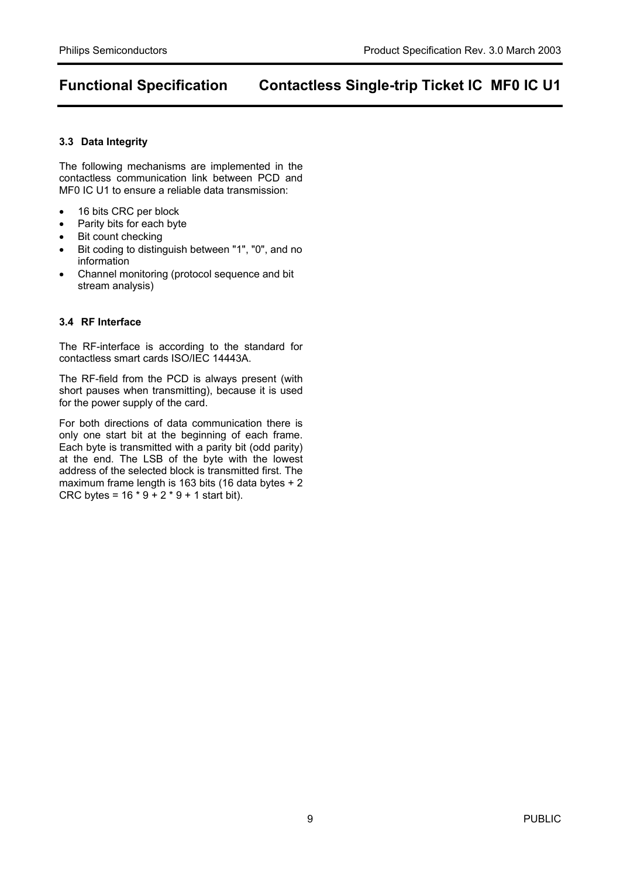### 3.3 Data Integrity

The following mechanisms are implemented in the contactless communication link between PCD and MF0 IC U1 to ensure a reliable data transmission:

- 16 bits CRC per block
- Parity bits for each byte
- Bit count checking
- Bit coding to distinguish between "1", "0", and no information
- Channel monitoring (protocol sequence and bit stream analysis)

### 3.4 RF Interface

The RF-interface is according to the standard for contactless smart cards ISO/IEC 14443A.

The RF-field from the PCD is always present (with short pauses when transmitting), because it is used for the power supply of the card.

For both directions of data communication there is only one start bit at the beginning of each frame. Each byte is transmitted with a parity bit (odd parity) at the end. The LSB of the byte with the lowest address of the selected block is transmitted first. The maximum frame length is 163 bits (16 data bytes + 2 CRC bytes = 16 * 9 + 2 * 9 + 1 start bit).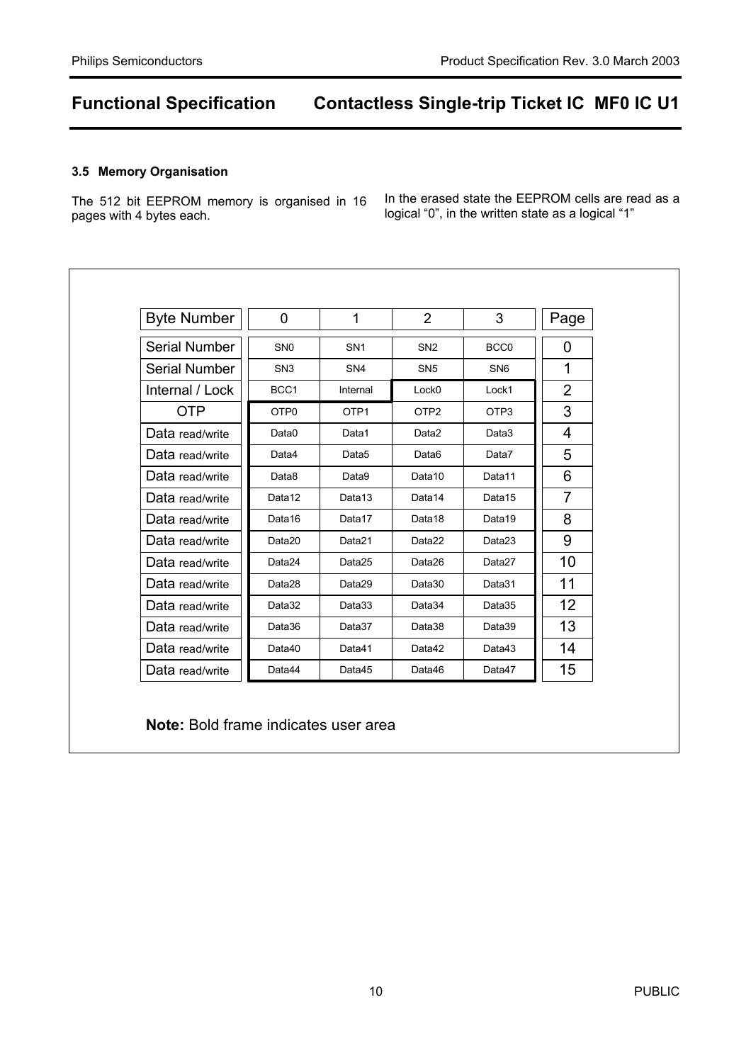### 3.5 Memory Organisation

The 512 bit EEPROM memory is organised in 16 pages with 4 bytes each.

In the erased state the EEPROM cells are read as a logical "0", in the written state as a logical "1"

| Byte Number | 0 | 1 | 2 | 3 | Page |
|---|---|---|---|---|---|
| Serial Number | SN0 | SN1 | SN2 | BCC0 | 0 |
| Serial Number | SN3 | SN4 | SN5 | SN6 | 1 |
| Internal / Lock | BCC1 | Internal | Lock0 | Lock1 | 2 |
| OTP | OTP0 | OTP1 | OTP2 | OTP3 | 3 |
| Data read/write | Data0 | Data1 | Data2 | Data3 | 4 |
| Data read/write | Data4 | Data5 | Data6 | Data7 | 5 |
| Data read/write | Data8 | Data9 | Data10 | Data11 | 6 |
| Data read/write | Data12 | Data13 | Data14 | Data15 | 7 |
| Data read/write | Data16 | Data17 | Data18 | Data19 | 8 |
| Data read/write | Data20 | Data21 | Data22 | Data23 | 9 |
| Data read/write | Data24 | Data25 | Data26 | Data27 | 10 |
| Data read/write | Data28 | Data29 | Data30 | Data31 | 11 |
| Data read/write | Data32 | Data33 | Data34 | Data35 | 12 |
| Data read/write | Data36 | Data37 | Data38 | Data39 | 13 |
| Data read/write | Data40 | Data41 | Data42 | Data43 | 14 |
| Data read/write | Data44 | Data45 | Data46 | Data47 | 15 |

**Note:** Bold frame indicates user area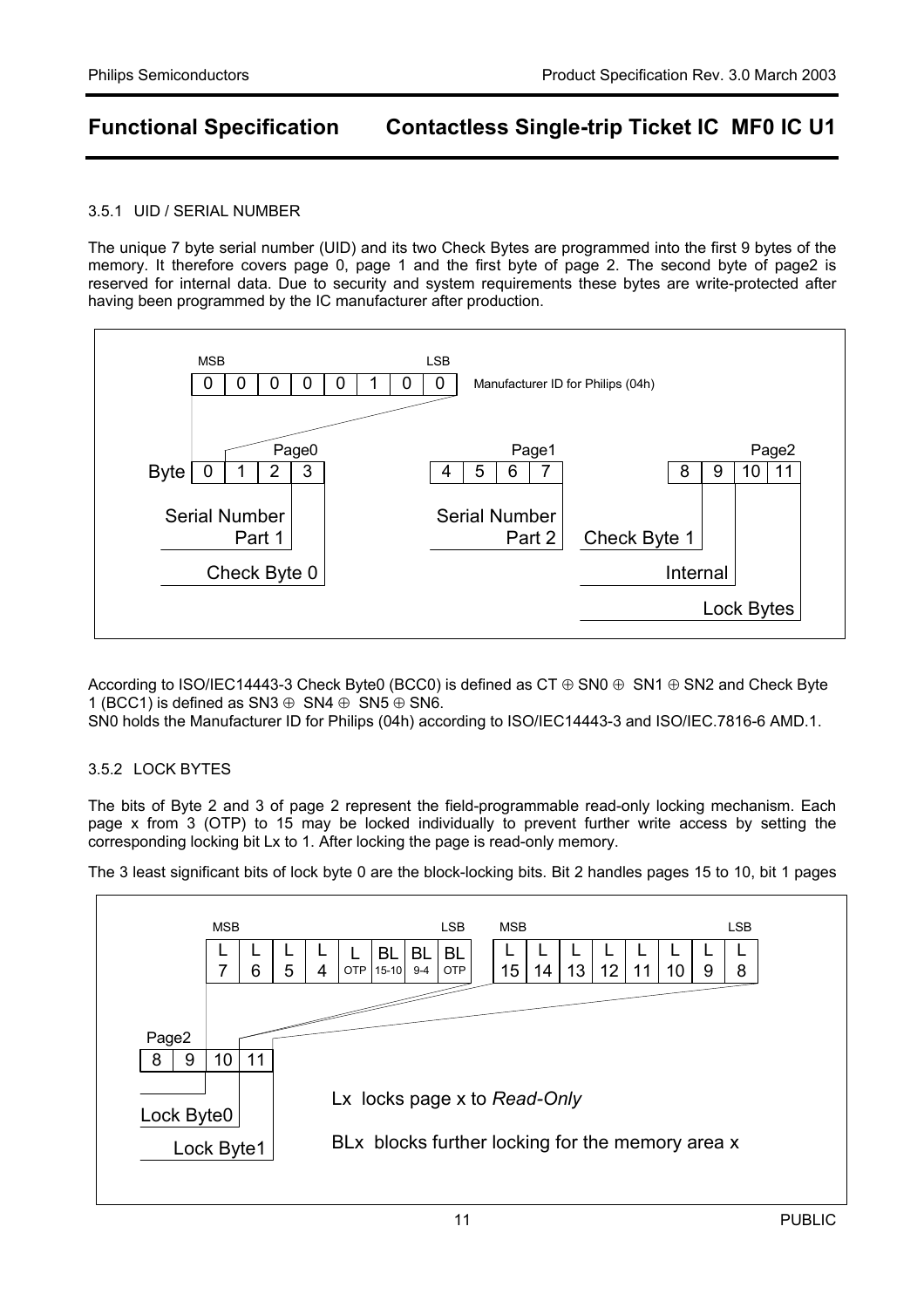### 3.5.1 UID / SERIAL NUMBER

The unique 7 byte serial number (UID) and its two Check Bytes are programmed into the first 9 bytes of the memory. It therefore covers page 0, page 1 and the first byte of page 2. The second byte of page2 is reserved for internal data. Due to security and system requirements these bytes are write-protected after having been programmed by the IC manufacturer after production.

MSB → LSB: 0 0 0 0 0 1 0 0 — Manufacturer ID for Philips (04h)

| | Page0 | | | | Page1 | | | | Page2 | | | |
|---|---|---|---|---|---|---|---|---|---|---|---|---|
| Byte | 0 | 1 | 2 | 3 | 4 | 5 | 6 | 7 | 8 | 9 | 10 | 11 |
| | Serial Number Part 1 | | | Check Byte 0 | Serial Number Part 2 | | | | Check Byte 1 | Internal | Lock Bytes | |

According to ISO/IEC14443-3 Check Byte0 (BCC0) is defined as CT ⊕ SN0 ⊕ SN1 ⊕ SN2 and Check Byte 1 (BCC1) is defined as SN3 ⊕ SN4 ⊕ SN5 ⊕ SN6.

SN0 holds the Manufacturer ID for Philips (04h) according to ISO/IEC14443-3 and ISO/IEC.7816-6 AMD.1.

### 3.5.2 LOCK BYTES

The bits of Byte 2 and 3 of page 2 represent the field-programmable read-only locking mechanism. Each page x from 3 (OTP) to 15 may be locked individually to prevent further write access by setting the corresponding locking bit Lx to 1. After locking the page is read-only memory.

The 3 least significant bits of lock byte 0 are the block-locking bits. Bit 2 handles pages 15 to 10, bit 1 pages

Lock Byte0 (Page2, Byte 10), MSB → LSB:

| L 7 | L 6 | L 5 | L 4 | L OTP | BL 15-10 | BL 9-4 | BL OTP |
|---|---|---|---|---|---|---|---|

Lock Byte1 (Page2, Byte 11), MSB → LSB:

| L 15 | L 14 | L 13 | L 12 | L 11 | L 10 | L 9 | L 8 |
|---|---|---|---|---|---|---|---|

Lx locks page x to *Read-Only*

BLx blocks further locking for the memory area x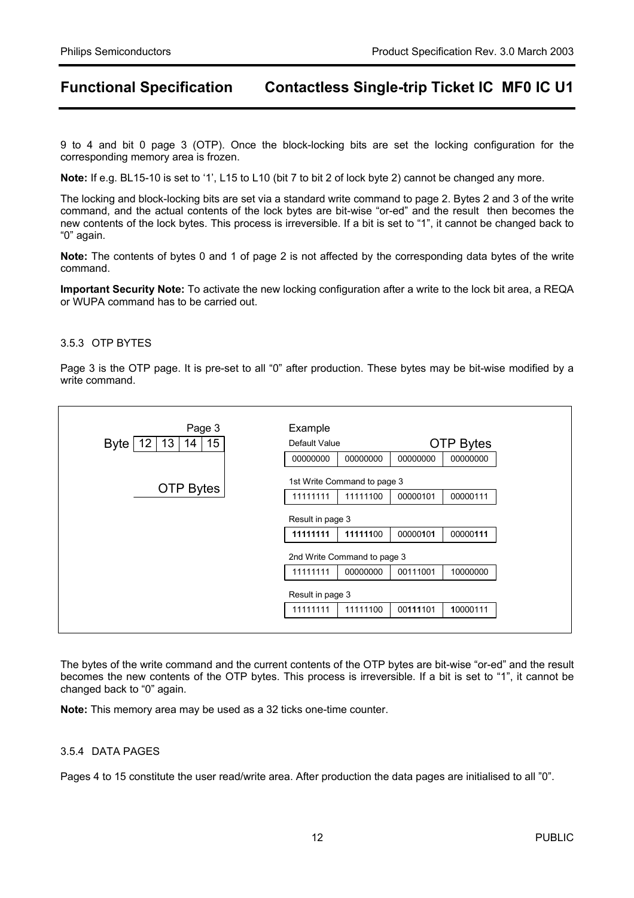9 to 4 and bit 0 page 3 (OTP). Once the block-locking bits are set the locking configuration for the corresponding memory area is frozen.

**Note:** If e.g. BL15-10 is set to '1', L15 to L10 (bit 7 to bit 2 of lock byte 2) cannot be changed any more.

The locking and block-locking bits are set via a standard write command to page 2. Bytes 2 and 3 of the write command, and the actual contents of the lock bytes are bit-wise "or-ed" and the result then becomes the new contents of the lock bytes. This process is irreversible. If a bit is set to "1", it cannot be changed back to "0" again.

**Note:** The contents of bytes 0 and 1 of page 2 is not affected by the corresponding data bytes of the write command.

**Important Security Note:** To activate the new locking configuration after a write to the lock bit area, a REQA or WUPA command has to be carried out.

### 3.5.3 OTP BYTES

Page 3 is the OTP page. It is pre-set to all "0" after production. These bytes may be bit-wise modified by a write command.

Page 3

| Byte | 12 | 13 | 14 | 15 |
|---|---|---|---|---|
| | OTP Bytes | | | |

Example — OTP Bytes

| | | | | |
|---|---|---|---|---|
| Default Value | 00000000 | 00000000 | 00000000 | 00000000 |
| 1st Write Command to page 3 | 11111111 | 11111100 | 00000101 | 00000111 |
| Result in page 3 | **11111111** | **111111**00 | 00000**1**0**1** | 00000**111** |
| 2nd Write Command to page 3 | 11111111 | 00000000 | 00111001 | 10000000 |
| Result in page 3 | 11111111 | 11111100 | 00**111**101 | **1**0000111 |

The bytes of the write command and the current contents of the OTP bytes are bit-wise "or-ed" and the result becomes the new contents of the OTP bytes. This process is irreversible. If a bit is set to "1", it cannot be changed back to "0" again.

**Note:** This memory area may be used as a 32 ticks one-time counter.

### 3.5.4 DATA PAGES

Pages 4 to 15 constitute the user read/write area. After production the data pages are initialised to all "0".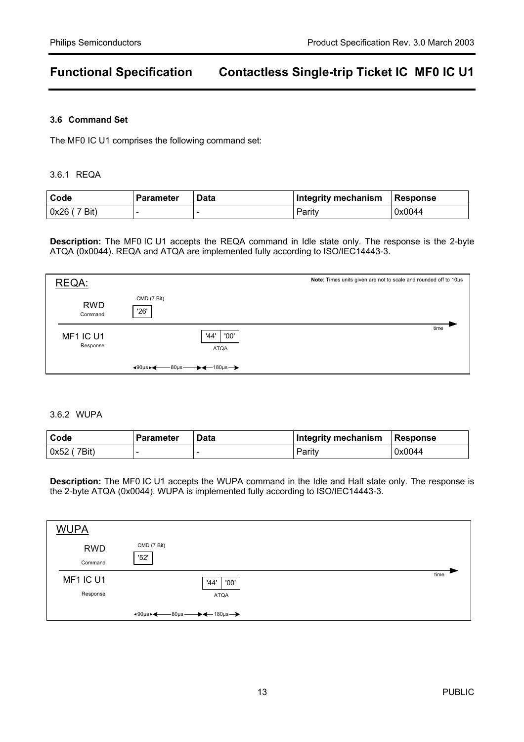### 3.6 Command Set

The MF0 IC U1 comprises the following command set:

#### 3.6.1 REQA

| Code | Parameter | Data | Integrity mechanism | Response |
|---|---|---|---|---|
| 0x26 ( 7 Bit) | - | - | Parity | 0x0044 |

**Description:** The MF0 IC U1 accepts the REQA command in Idle state only. The response is the 2-byte ATQA (0x0044). REQA and ATQA are implemented fully according to ISO/IEC14443-3.

REQA:

**Note**: Times units given are not to scale and rounded off to 10µs

RWD Command — CMD (7 Bit) '26'

MF1 IC U1 Response — '44' '00' ATQA

time

90µs — 80µs — 180µs

#### 3.6.2 WUPA

| Code | Parameter | Data | Integrity mechanism | Response |
|---|---|---|---|---|
| 0x52 ( 7Bit) | - | - | Parity | 0x0044 |

**Description:** The MF0 IC U1 accepts the WUPA command in the Idle and Halt state only. The response is the 2-byte ATQA (0x0044). WUPA is implemented fully according to ISO/IEC14443-3.

WUPA

RWD Command — CMD (7 Bit) '52'

MF1 IC U1 Response — '44' '00' ATQA

time

90µs — 80µs — 180µs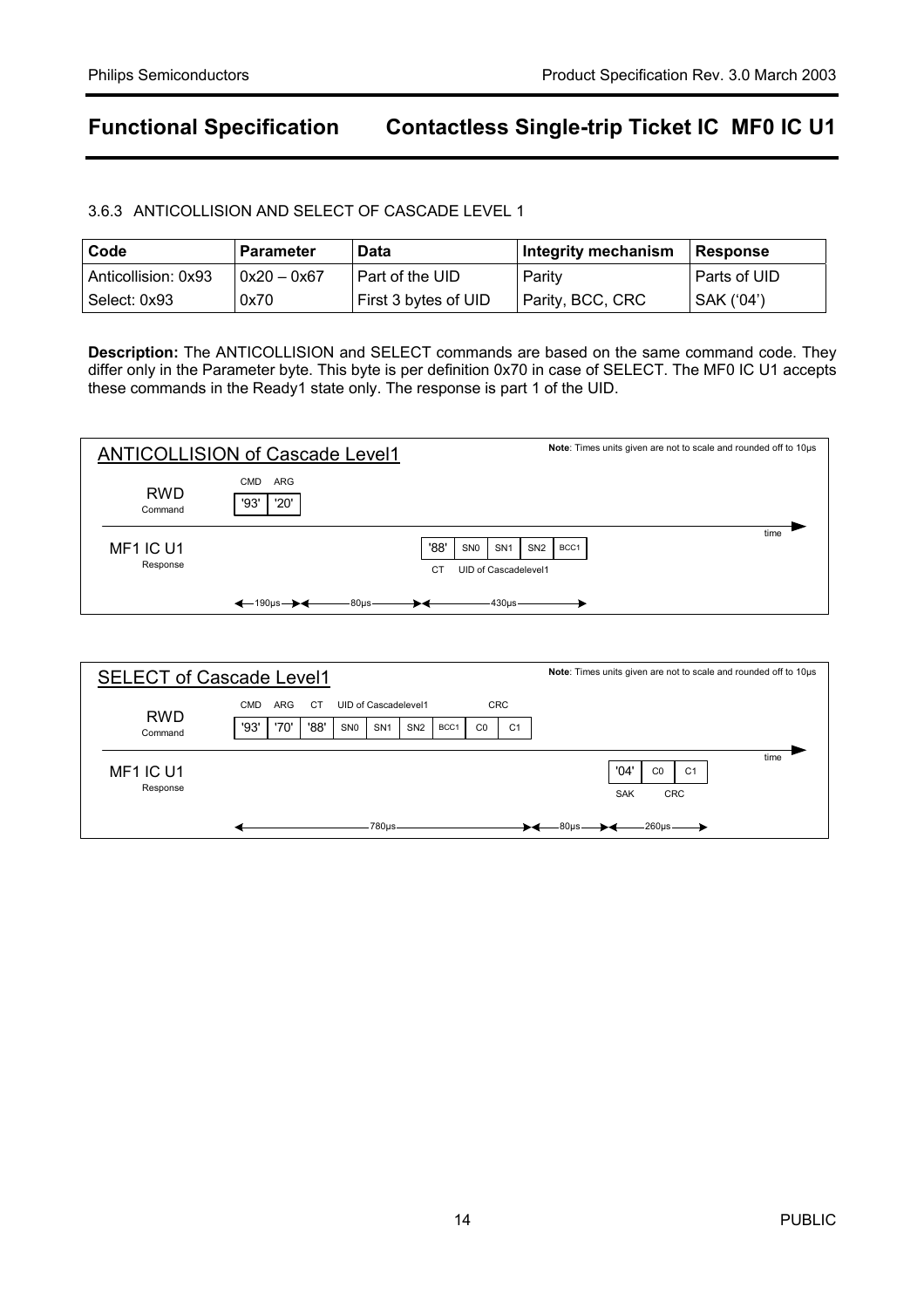### 3.6.3 ANTICOLLISION AND SELECT OF CASCADE LEVEL 1

| Code | Parameter | Data | Integrity mechanism | Response |
| --- | --- | --- | --- | --- |
| Anticollision: 0x93 | 0x20 – 0x67 | Part of the UID | Parity | Parts of UID |
| Select: 0x93 | 0x70 | First 3 bytes of UID | Parity, BCC, CRC | SAK ('04') |

**Description:** The ANTICOLLISION and SELECT commands are based on the same command code. They differ only in the Parameter byte. This byte is per definition 0x70 in case of SELECT. The MF0 IC U1 accepts these commands in the Ready1 state only. The response is part 1 of the UID.

**ANTICOLLISION of Cascade Level1**

**Note**: Times units given are not to scale and rounded off to 10µs

RWD Command: CMD '93', ARG '20'

MF1 IC U1 Response: CT '88', UID of Cascadelevel1: SN0, SN1, SN2, BCC1

Timing: 190µs — 80µs — 430µs (time →)

**SELECT of Cascade Level1**

**Note**: Times units given are not to scale and rounded off to 10µs

RWD Command: CMD '93', ARG '70', CT '88', UID of Cascadelevel1: SN0, SN1, SN2, BCC1, CRC: C0, C1

MF1 IC U1 Response: SAK '04', CRC: C0, C1

Timing: 780µs — 80µs — 260µs (time →)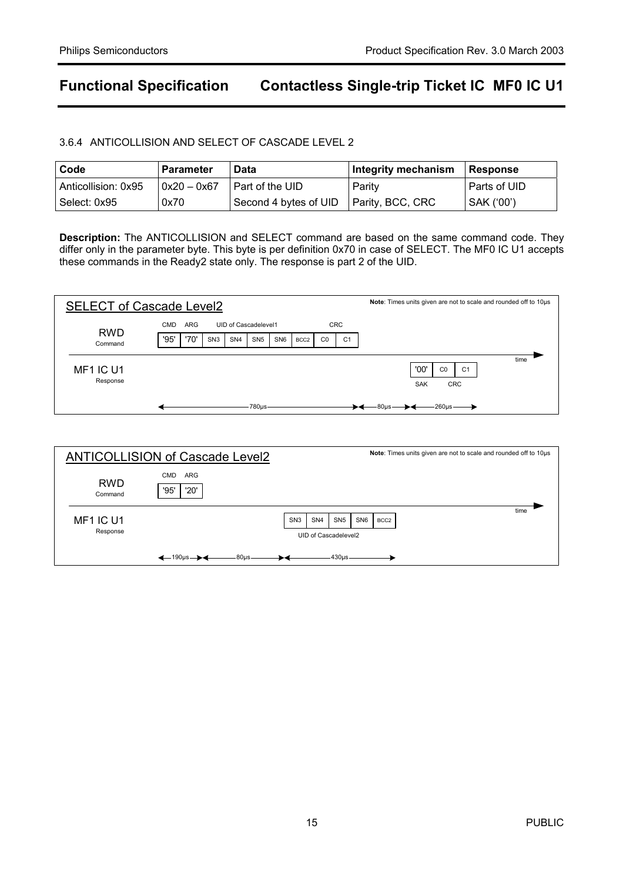### 3.6.4 ANTICOLLISION AND SELECT OF CASCADE LEVEL 2

| Code | Parameter | Data | Integrity mechanism | Response |
|---|---|---|---|---|
| Anticollision: 0x95 | 0x20 – 0x67 | Part of the UID | Parity | Parts of UID |
| Select: 0x95 | 0x70 | Second 4 bytes of UID | Parity, BCC, CRC | SAK ('00') |

**Description:** The ANTICOLLISION and SELECT command are based on the same command code. They differ only in the parameter byte. This byte is per definition 0x70 in case of SELECT. The MF0 IC U1 accepts these commands in the Ready2 state only. The response is part 2 of the UID.

**SELECT of Cascade Level2**

**Note**: Times units given are not to scale and rounded off to 10µs

RWD Command: CMD '95', ARG '70', UID of Cascadelevel1: SN3, SN4, SN5, SN6, BCC2, CRC: C0, C1

MF1 IC U1 Response: SAK '00', CRC: C0, C1

Timing: 780µs — 80µs — 260µs

**ANTICOLLISION of Cascade Level2**

**Note**: Times units given are not to scale and rounded off to 10µs

RWD Command: CMD '95', ARG '20'

MF1 IC U1 Response: UID of Cascadelevel2: SN3, SN4, SN5, SN6, BCC2

Timing: 190µs — 80µs — 430µs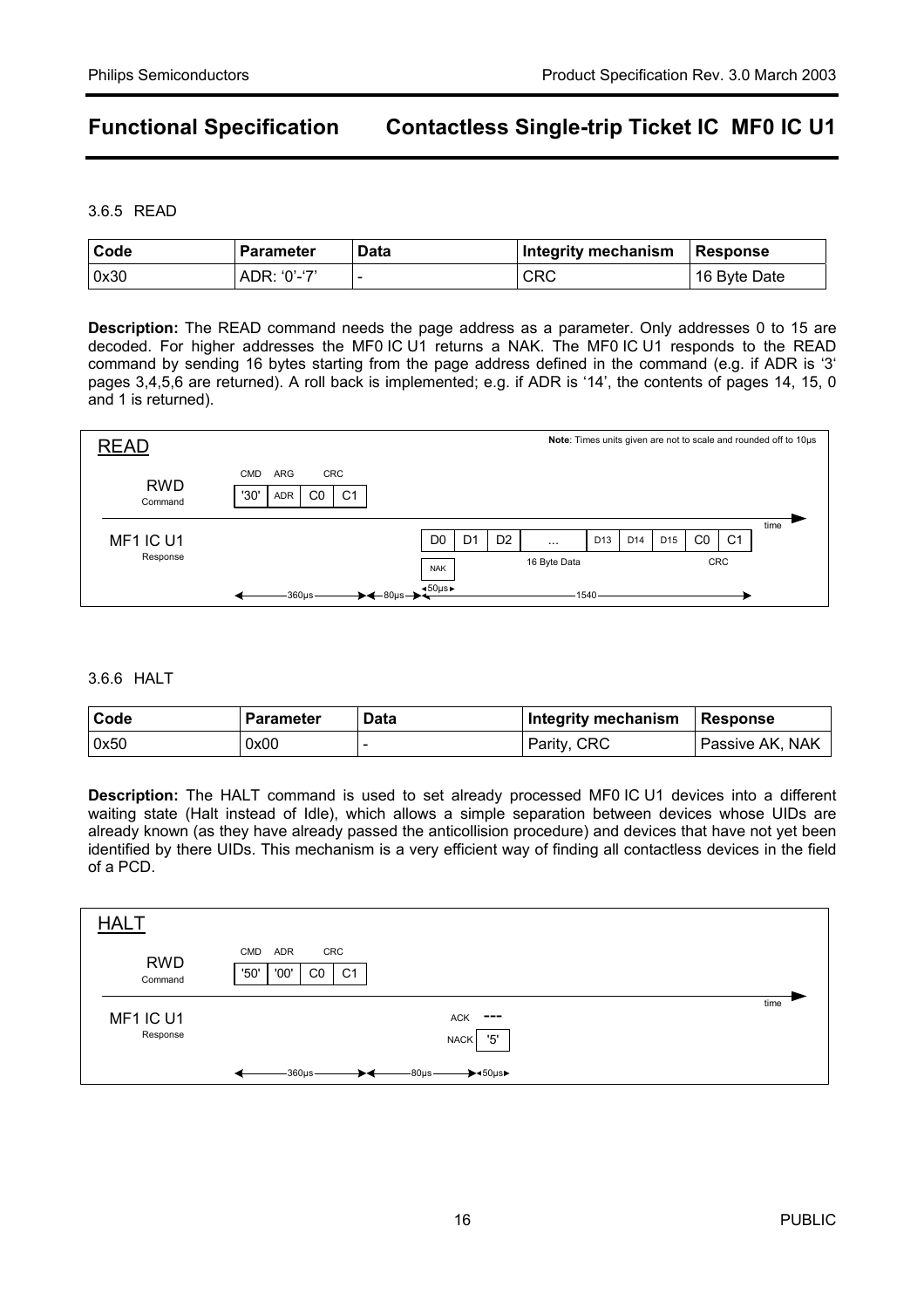### 3.6.5 READ

| Code | Parameter | Data | Integrity mechanism | Response |
|---|---|---|---|---|
| 0x30 | ADR: '0'-'7' | - | CRC | 16 Byte Date |

**Description:** The READ command needs the page address as a parameter. Only addresses 0 to 15 are decoded. For higher addresses the MF0 IC U1 returns a NAK. The MF0 IC U1 responds to the READ command by sending 16 bytes starting from the page address defined in the command (e.g. if ADR is '3' pages 3,4,5,6 are returned). A roll back is implemented; e.g. if ADR is '14', the contents of pages 14, 15, 0 and 1 is returned).

READ

Note: Times units given are not to scale and rounded off to 10µs

RWD Command: CMD '30' | ARG ADR | CRC C0 C1

MF1 IC U1 Response: D0 D1 D2 ... D13 D14 D15 | C0 C1 (16 Byte Data, CRC) or NAK

360µs — 80µs — 50µs — 1540 — time

### 3.6.6 HALT

| Code | Parameter | Data | Integrity mechanism | Response |
|---|---|---|---|---|
| 0x50 | 0x00 | - | Parity, CRC | Passive AK, NAK |

**Description:** The HALT command is used to set already processed MF0 IC U1 devices into a different waiting state (Halt instead of Idle), which allows a simple separation between devices whose UIDs are already known (as they have already passed the anticollision procedure) and devices that have not yet been identified by there UIDs. This mechanism is a very efficient way of finding all contactless devices in the field of a PCD.

HALT

RWD Command: CMD '50' | ADR '00' | CRC C0 C1

MF1 IC U1 Response: ACK --- / NACK '5'

360µs — 80µs — 50µs — time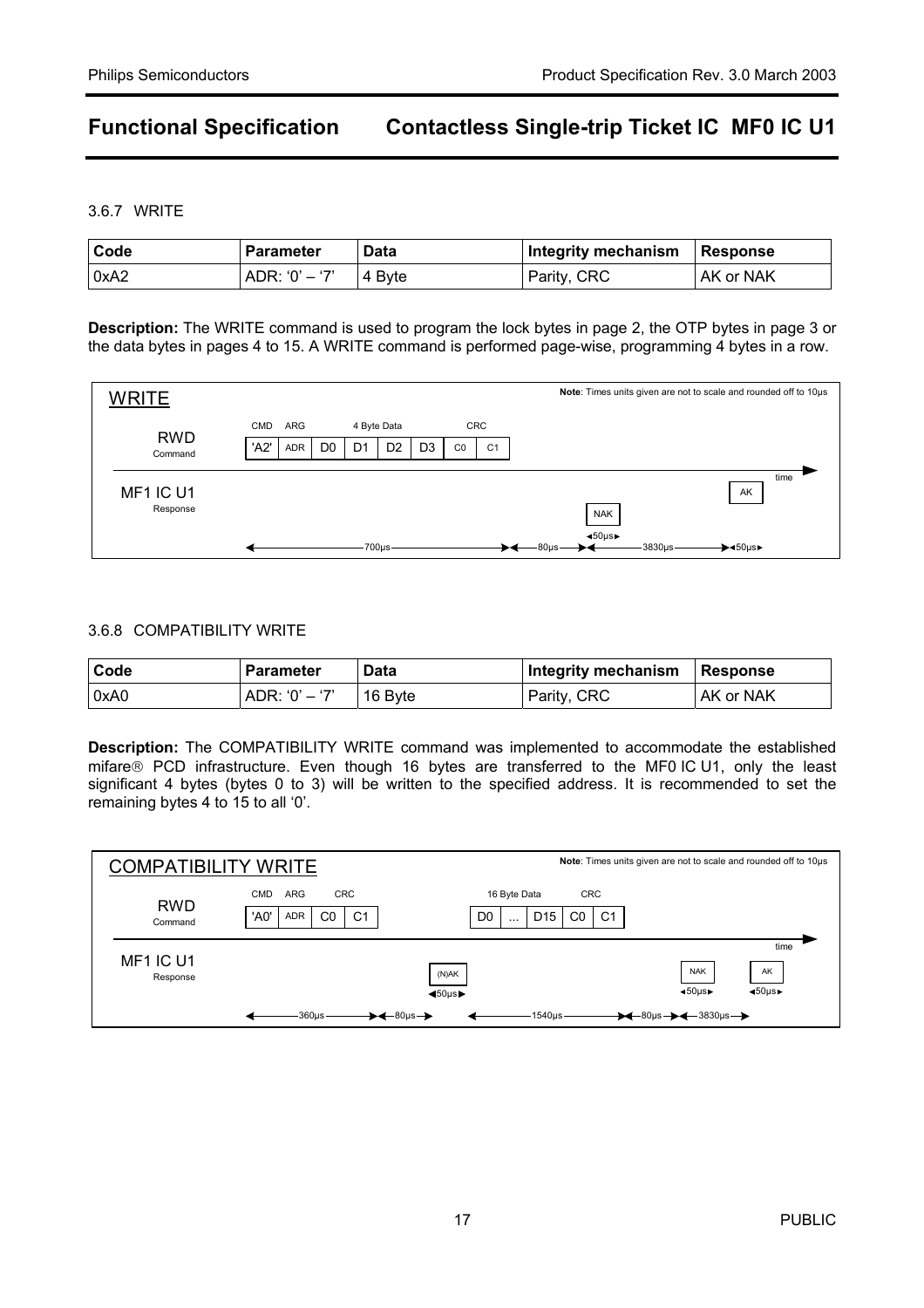### 3.6.7 WRITE

| Code | Parameter | Data | Integrity mechanism | Response |
| --- | --- | --- | --- | --- |
| 0xA2 | ADR: '0' – '7' | 4 Byte | Parity, CRC | AK or NAK |

**Description:** The WRITE command is used to program the lock bytes in page 2, the OTP bytes in page 3 or the data bytes in pages 4 to 15. A WRITE command is performed page-wise, programming 4 bytes in a row.

WRITE

**Note**: Times units given are not to scale and rounded off to 10µs

RWD Command: CMD 'A2' | ARG ADR | 4 Byte Data D0 D1 D2 D3 | CRC C0 C1

MF1 IC U1 Response: NAK | AK

700µs — 80µs — 50µs (NAK) — 3830µs — 50µs (AK)

### 3.6.8 COMPATIBILITY WRITE

| Code | Parameter | Data | Integrity mechanism | Response |
| --- | --- | --- | --- | --- |
| 0xA0 | ADR: '0' – '7' | 16 Byte | Parity, CRC | AK or NAK |

**Description:** The COMPATIBILITY WRITE command was implemented to accommodate the established mifare® PCD infrastructure. Even though 16 bytes are transferred to the MF0 IC U1, only the least significant 4 bytes (bytes 0 to 3) will be written to the specified address. It is recommended to set the remaining bytes 4 to 15 to all '0'.

COMPATIBILITY WRITE

**Note**: Times units given are not to scale and rounded off to 10µs

RWD Command: CMD 'A0' | ARG ADR | CRC C0 C1 … 16 Byte Data D0 ... D15 | CRC C0 C1

MF1 IC U1 Response: (N)AK … NAK | AK

360µs — 80µs — 50µs ((N)AK) — 1540µs — 80µs — 50µs (NAK) — 3830µs — 50µs (AK)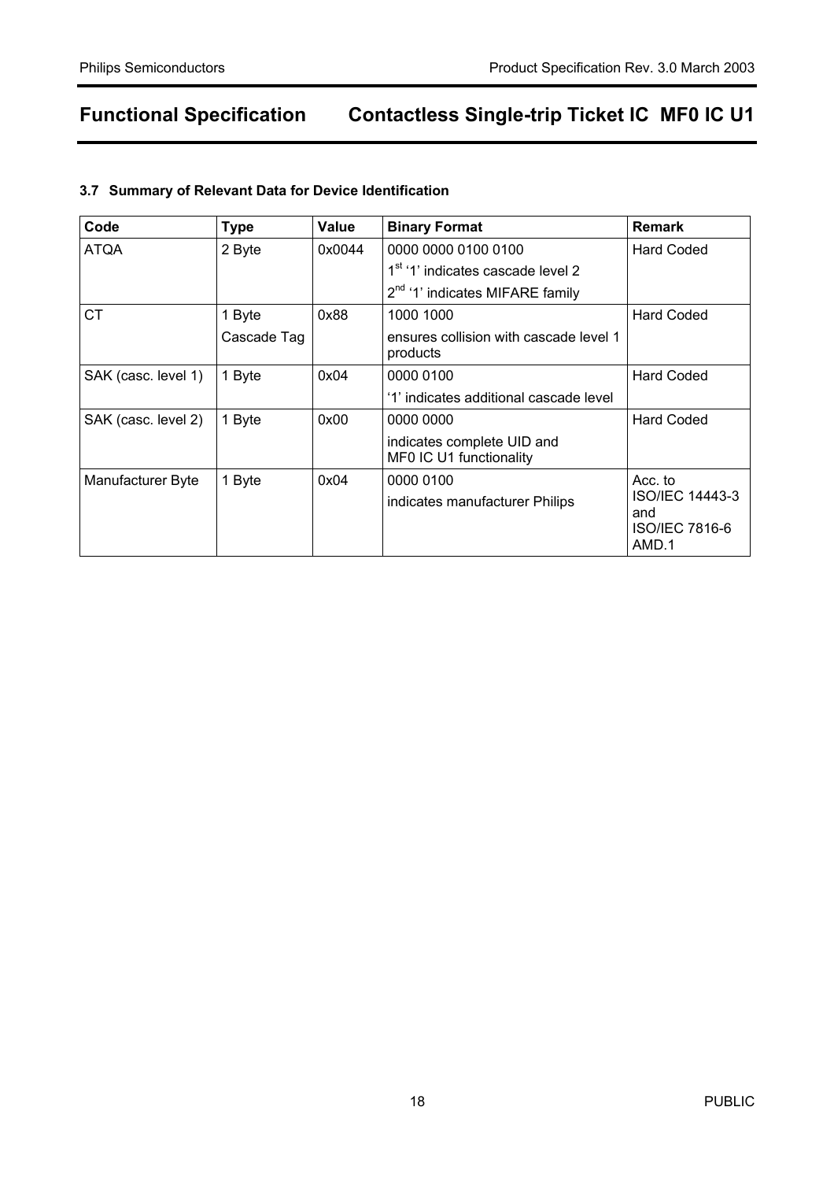### 3.7 Summary of Relevant Data for Device Identification

| Code | Type | Value | Binary Format | Remark |
|---|---|---|---|---|
| ATQA | 2 Byte | 0x0044 | 0000 0000 0100 0100<br>1st '1' indicates cascade level 2<br>2nd '1' indicates MIFARE family | Hard Coded |
| CT | 1 Byte<br>Cascade Tag | 0x88 | 1000 1000<br>ensures collision with cascade level 1 products | Hard Coded |
| SAK (casc. level 1) | 1 Byte | 0x04 | 0000 0100<br>'1' indicates additional cascade level | Hard Coded |
| SAK (casc. level 2) | 1 Byte | 0x00 | 0000 0000<br>indicates complete UID and MF0 IC U1 functionality | Hard Coded |
| Manufacturer Byte | 1 Byte | 0x04 | 0000 0100<br>indicates manufacturer Philips | Acc. to ISO/IEC 14443-3 and ISO/IEC 7816-6 AMD.1 |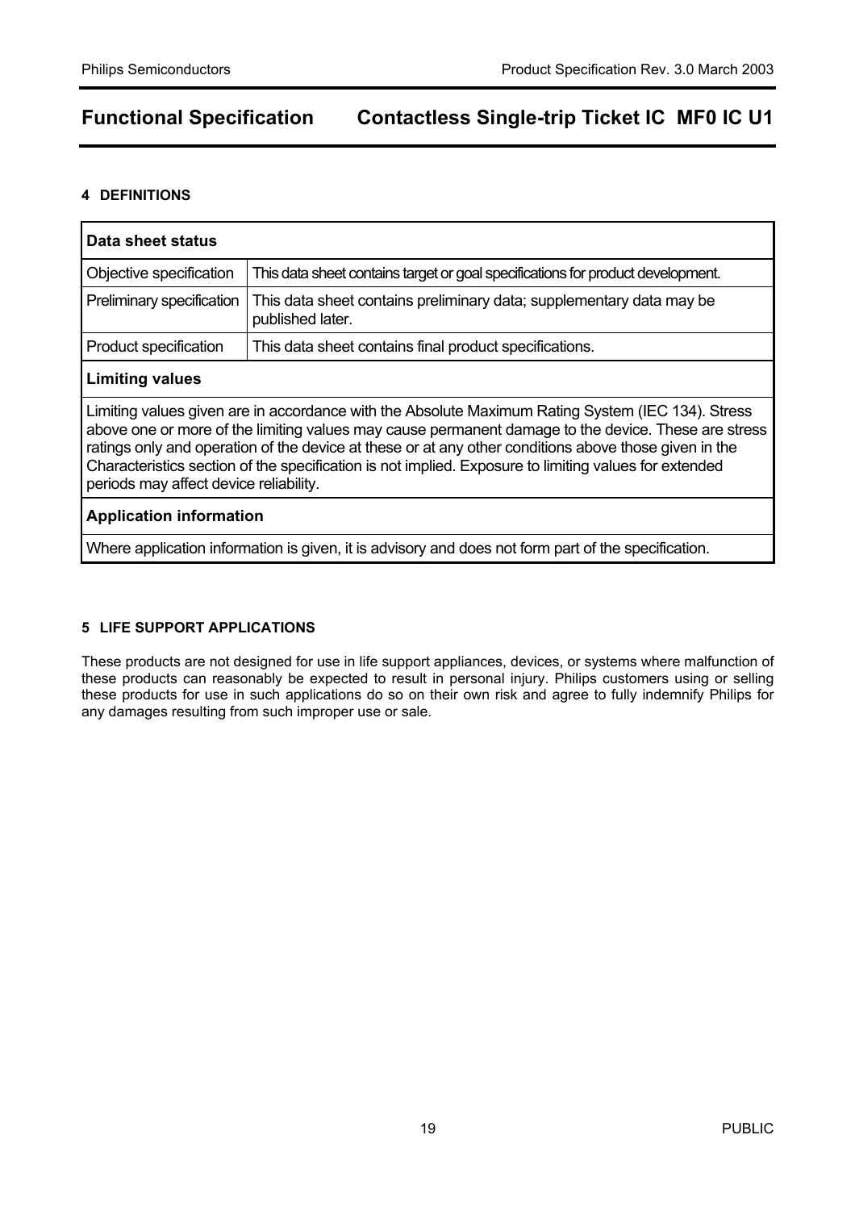## 4 DEFINITIONS

| Data sheet status | |
| --- | --- |
| Objective specification | This data sheet contains target or goal specifications for product development. |
| Preliminary specification | This data sheet contains preliminary data; supplementary data may be published later. |
| Product specification | This data sheet contains final product specifications. |
| **Limiting values** | |
| Limiting values given are in accordance with the Absolute Maximum Rating System (IEC 134). Stress above one or more of the limiting values may cause permanent damage to the device. These are stress ratings only and operation of the device at these or at any other conditions above those given in the Characteristics section of the specification is not implied. Exposure to limiting values for extended periods may affect device reliability. | |
| **Application information** | |
| Where application information is given, it is advisory and does not form part of the specification. | |

## 5 LIFE SUPPORT APPLICATIONS

These products are not designed for use in life support appliances, devices, or systems where malfunction of these products can reasonably be expected to result in personal injury. Philips customers using or selling these products for use in such applications do so on their own risk and agree to fully indemnify Philips for any damages resulting from such improper use or sale.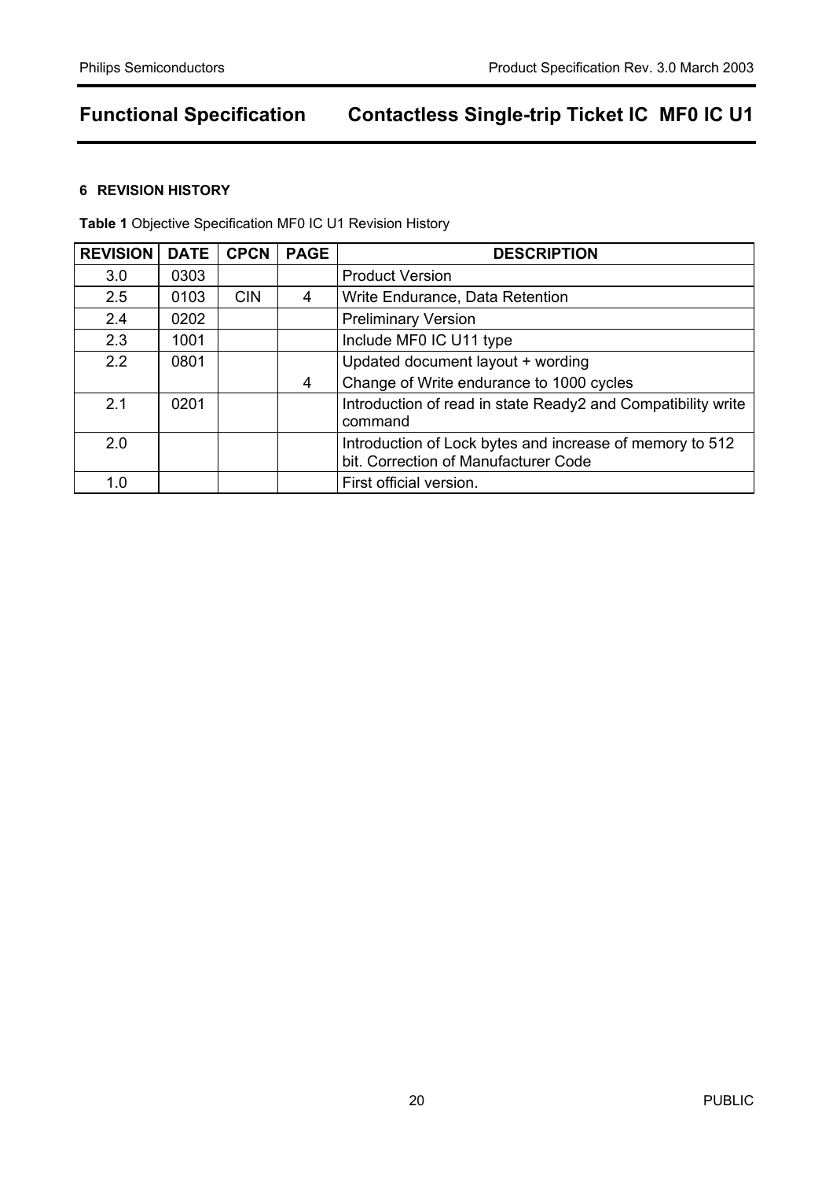## 6 REVISION HISTORY

**Table 1** Objective Specification MF0 IC U1 Revision History

| REVISION | DATE | CPCN | PAGE | DESCRIPTION |
|---|---|---|---|---|
| 3.0 | 0303 | | | Product Version |
| 2.5 | 0103 | CIN | 4 | Write Endurance, Data Retention |
| 2.4 | 0202 | | | Preliminary Version |
| 2.3 | 1001 | | | Include MF0 IC U11 type |
| 2.2 | 0801 | | | Updated document layout + wording |
| | | | 4 | Change of Write endurance to 1000 cycles |
| 2.1 | 0201 | | | Introduction of read in state Ready2 and Compatibility write command |
| 2.0 | | | | Introduction of Lock bytes and increase of memory to 512 bit. Correction of Manufacturer Code |
| 1.0 | | | | First official version. |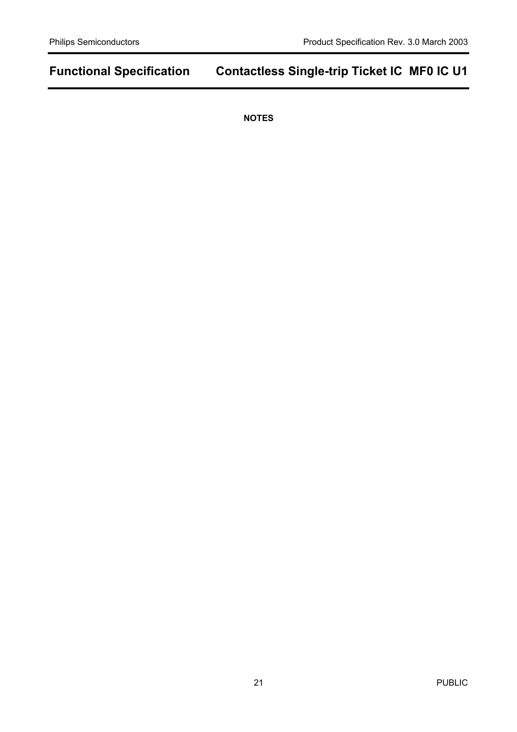**NOTES**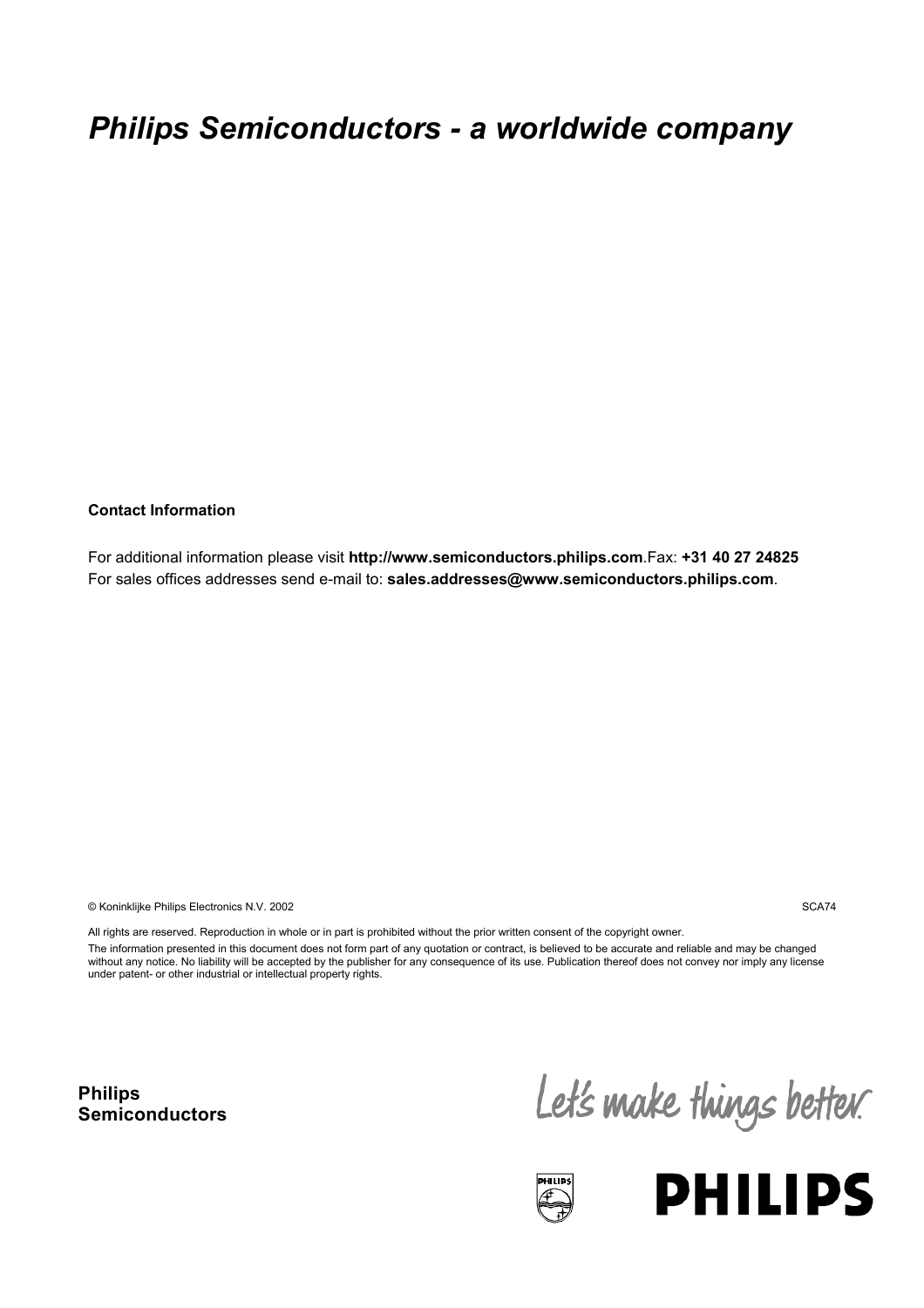# *Philips Semiconductors - a worldwide company*

**Contact Information**

For additional information please visit **http://www.semiconductors.philips.com**.Fax: **+31 40 27 24825**
For sales offices addresses send e-mail to: **sales.addresses@www.semiconductors.philips.com**.

© Koninklijke Philips Electronics N.V. 2002 SCA74

All rights are reserved. Reproduction in whole or in part is prohibited without the prior written consent of the copyright owner.

The information presented in this document does not form part of any quotation or contract, is believed to be accurate and reliable and may be changed without any notice. No liability will be accepted by the publisher for any consequence of its use. Publication thereof does not convey nor imply any license under patent- or other industrial or intellectual property rights.

**Philips Semiconductors**

Let's make things better.

PHILIPS